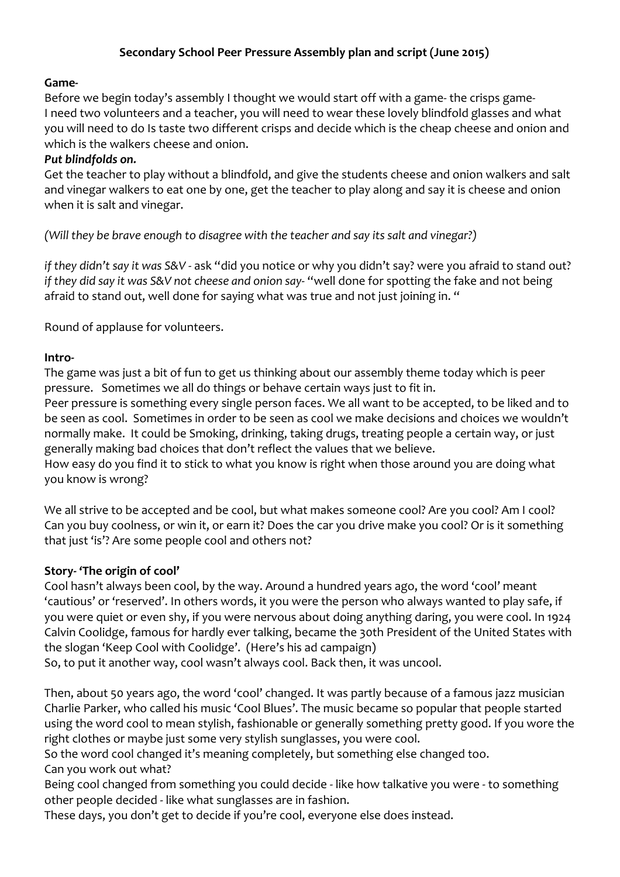# Secondary School Peer Pressure Assembly plan and script (June 2015)

**Game-**

Before we begin today's assembly I thought we would start off with a game- the crisps game- I need two volunteers and a teacher, you will need to wear these lovely blindfold glasses and what you will need to do Is taste two different crisps and decide which is the cheap cheese and onion and which is the walkers cheese and onion.

***Put blindfolds on.***

Get the teacher to play without a blindfold, and give the students cheese and onion walkers and salt and vinegar walkers to eat one by one, get the teacher to play along and say it is cheese and onion when it is salt and vinegar.

*(Will they be brave enough to disagree with the teacher and say its salt and vinegar?)*

*if they didn't say it was S&V* - ask "did you notice or why you didn't say? were you afraid to stand out? *if they did say it was S&V not cheese and onion say*- "well done for spotting the fake and not being afraid to stand out, well done for saying what was true and not just joining in. "

Round of applause for volunteers.

**Intro-**

The game was just a bit of fun to get us thinking about our assembly theme today which is peer pressure. Sometimes we all do things or behave certain ways just to fit in.

Peer pressure is something every single person faces. We all want to be accepted, to be liked and to be seen as cool. Sometimes in order to be seen as cool we make decisions and choices we wouldn't normally make. It could be Smoking, drinking, taking drugs, treating people a certain way, or just generally making bad choices that don't reflect the values that we believe.

How easy do you find it to stick to what you know is right when those around you are doing what you know is wrong?

We all strive to be accepted and be cool, but what makes someone cool? Are you cool? Am I cool? Can you buy coolness, or win it, or earn it? Does the car you drive make you cool? Or is it something that just 'is'? Are some people cool and others not?

**Story- 'The origin of cool'**

Cool hasn't always been cool, by the way. Around a hundred years ago, the word 'cool' meant 'cautious' or 'reserved'. In others words, it you were the person who always wanted to play safe, if you were quiet or even shy, if you were nervous about doing anything daring, you were cool. In 1924 Calvin Coolidge, famous for hardly ever talking, became the 30th President of the United States with the slogan 'Keep Cool with Coolidge'. (Here's his ad campaign)

So, to put it another way, cool wasn't always cool. Back then, it was uncool.

Then, about 50 years ago, the word 'cool' changed. It was partly because of a famous jazz musician Charlie Parker, who called his music 'Cool Blues'. The music became so popular that people started using the word cool to mean stylish, fashionable or generally something pretty good. If you wore the right clothes or maybe just some very stylish sunglasses, you were cool.

So the word cool changed it's meaning completely, but something else changed too.

Can you work out what?

Being cool changed from something you could decide - like how talkative you were - to something other people decided - like what sunglasses are in fashion.

These days, you don't get to decide if you're cool, everyone else does instead.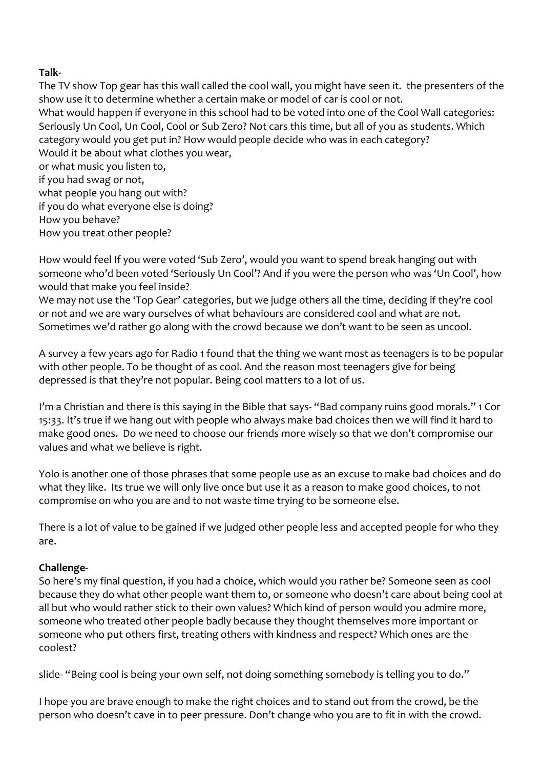**Talk-**

The TV show Top gear has this wall called the cool wall, you might have seen it. the presenters of the show use it to determine whether a certain make or model of car is cool or not.
What would happen if everyone in this school had to be voted into one of the Cool Wall categories: Seriously Un Cool, Un Cool, Cool or Sub Zero? Not cars this time, but all of you as students. Which category would you get put in? How would people decide who was in each category?
Would it be about what clothes you wear,
or what music you listen to,
if you had swag or not,
what people you hang out with?
if you do what everyone else is doing?
How you behave?
How you treat other people?

How would feel If you were voted 'Sub Zero', would you want to spend break hanging out with someone who'd been voted 'Seriously Un Cool'? And if you were the person who was 'Un Cool', how would that make you feel inside?
We may not use the 'Top Gear' categories, but we judge others all the time, deciding if they're cool or not and we are wary ourselves of what behaviours are considered cool and what are not. Sometimes we'd rather go along with the crowd because we don't want to be seen as uncool.

A survey a few years ago for Radio 1 found that the thing we want most as teenagers is to be popular with other people. To be thought of as cool. And the reason most teenagers give for being depressed is that they're not popular. Being cool matters to a lot of us.

I'm a Christian and there is this saying in the Bible that says- "Bad company ruins good morals." 1 Cor 15:33. It's true if we hang out with people who always make bad choices then we will find it hard to make good ones. Do we need to choose our friends more wisely so that we don't compromise our values and what we believe is right.

Yolo is another one of those phrases that some people use as an excuse to make bad choices and do what they like. Its true we will only live once but use it as a reason to make good choices, to not compromise on who you are and to not waste time trying to be someone else.

There is a lot of value to be gained if we judged other people less and accepted people for who they are.

**Challenge-**

So here's my final question, if you had a choice, which would you rather be? Someone seen as cool because they do what other people want them to, or someone who doesn't care about being cool at all but who would rather stick to their own values? Which kind of person would you admire more, someone who treated other people badly because they thought themselves more important or someone who put others first, treating others with kindness and respect? Which ones are the coolest?

slide- "Being cool is being your own self, not doing something somebody is telling you to do."

I hope you are brave enough to make the right choices and to stand out from the crowd, be the person who doesn't cave in to peer pressure. Don't change who you are to fit in with the crowd.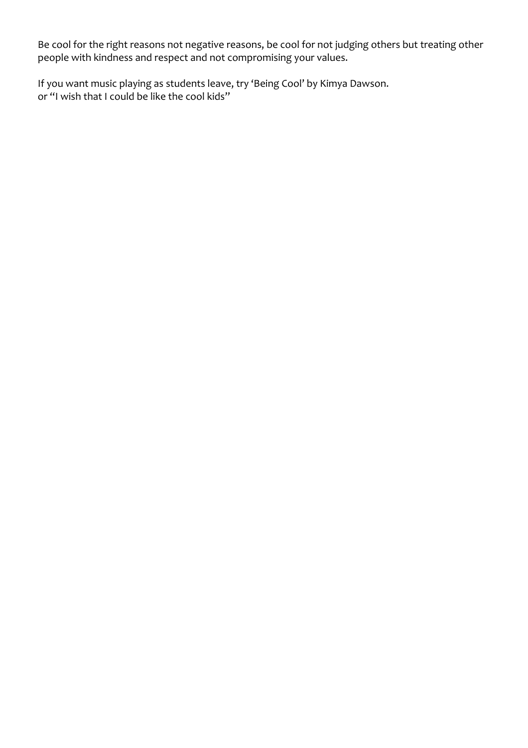Be cool for the right reasons not negative reasons, be cool for not judging others but treating other people with kindness and respect and not compromising your values.

If you want music playing as students leave, try 'Being Cool' by Kimya Dawson.
or "I wish that I could be like the cool kids"